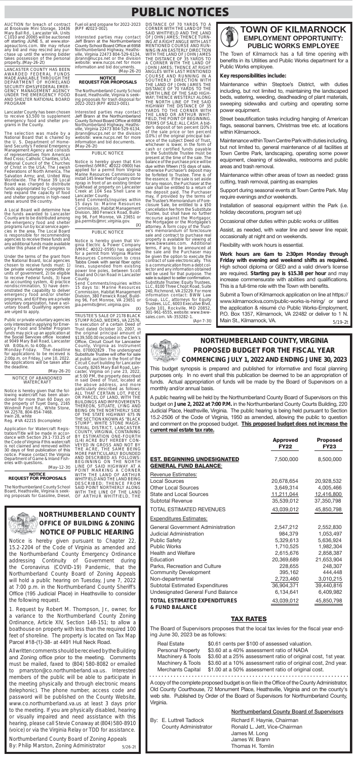# PUBLIC NOTICES

AUCTION for breach of contract at Brookvale Mini Storage, 10436 Mary Ball Rd., Lancaster VA. Units C1010 and 20065 will be auctioned off starting JUNE 5, at www.storageauctons.com. We may refuse any bid and may rescind any purchase up until the winning bidder takes possession of the personal property..(May-26-2t)

LANCASTER COUNTY HAS BEEN AWARDED FEDERAL FUNDS MADE AVAILABLE THROUGH THE DEPARTMENT OF HOMELAND SECURITY (DHS)/FEDERAL EMERGENCY MANAGEMENT AGENCY UNDER THE EMERGENCY FOOD AND SHELTER NATIONAL BOARD PROGRAM

Lancaster County has been chosen to receive $3,500 to supplement emergency food and shelter programs in the County.

The selection was made by a National Board that is chaired by the U. S. Department of Homeland Security's Federal Emergency Management Agency and consists of representatives from American Red Cross; Catholic Charities, USA; National Council of the Churches of Christ in the USA; The Jewish Federations of North America, The Salvation Army; and, United Way Worldwide. The Phase 39 Local Board was charged to distribute funds appropriated by Congress to help expand the capacity of food and shelter programs in high-need areas around the country.

A Local Board will determine how the funds awarded to Lancaster County are to be distributed among the emergency food and shelter programs run by local service agencies in the area. The Local Board is responsible for recommending agencies to receive these funds and any additional funds made available under this phase of the program.

Under the terms of the grant from the National Board, local agencies chosen to receive funds must: 1) be private voluntary nonprofits or units of government, 2) be eligible to receive Federal funds, 3) have an accounting system, 4) practice nondiscrimination, 5) have demonstrated the capability to deliver emergency food and/or shelter programs, and 6) if they are a private voluntary organization, have a voluntary board. Qualifying agencies are urged to apply.

Public or private voluntary agencies only interested in applying for Emergency Food and Shelter Program funds may pick up an application at the Social Services office located at 9049 Mary Ball Road, Lancaster VA 8:00a.m. to 4:00p.m. Monday-Friday. The deadline for applications to be received is 2:00p.m. on Friday, June 10, 2022. No applications will be taken after the deadline.

(May-26-2t)

NOTICE OF ABANDONED WATERCRAFT

Notice is hereby given that the following watercraft has been abandoned for more than 60 Days on the property of Tuyet Dang, 2165 Windmill Point Rd., White Stone, VA 22578, 804-854-7468.
Irwin 28, white
Reg. #VA 4221S (Incomplete)

Application for Watercraft Registration/Title will be made in accordance with Section 29.1-733.25 of the Code of Virginia if this watercraft is not claimed and removed within 30 days of first publication of this notice. Please contact the Virginia Department of Game & Inland Fisheries with questions.

(May-12-3t)

**NOTICE**
**REQUEST FOR PROPOSALS**

The Northumberland County School Board, Heathsville, Virginia is seeking proposals for Gasoline, Diesel, Fuel oil and propane for 2022-2023 (RFP #2023-002).

Interested parties may contact Jeff Brann at the Northumberland County School Board Office at 6958 Northumberland Highway, Heathsville, Virginia 22473 804-529-6134, jbrann@nucps.net or the division website: www.nucps.net for more information and bid documents.

(May-26-2t)

**NOTICE**
**REQUEST FOR PROPOSALS**

The Northumberland County School Board, Heathsville, Virginia is seeking proposals for trash disposal for 2022-2023 (RFP #2023-001).

Interested parties may contact Jeff Brann at the Northumberland County School Board Office at 6958 Northumberland Highway, Heathsville, Virginia 22473 804-529-6134, jbrann@nucps.net or the division website: www.nucps.net for more information and bid documents.

(May-26-2t)

PUBLIC NOTICE

Notice is hereby given that Kim Greenfest (VMRC #2022-0900) has applied for a permit from Virginia Marine Resources Commission to install 145 linear feet of quarry stone riprap in front of an existing timber bulkhead at property on Lancaster Creek at 104 Sea Shell Lane in Lancaster County.
Send Comments/inquiries within 15 days to: Marine Resources Commission, Habitat Management Division, 380 Fenwick Road, Building 96, Fort Monroe, VA 23651 or jpa.permits@mrc.virginia.gov.

(X)

PUBLIC NOTICE

Notice is hereby given that Virginia Electric & Power Company (VMRC #2022-0595) has applied for a permit from Virginia Marine Resources Commission to cross Tabbs Creek with aerial fiber optic lines, suspended from existing power line poles, between Scott Road and Ocran Road in Lancaster County.
Send Comments/inquiries within 15 days to: Marine Resources Commission, Habitat Management Division, 380 Fenwick Road, Building 96, Fort Monroe, VA 23651 or jpa.permits@mrc.virginia.gov.

(X)

TRUSTEE'S SALE OF 2178 BLACK STUMP ROAD, WEEMS, VA 22576. In execution of a certain Deed of Trust dated October 10, 2007, in the original principal amount of $139,500.00 recorded in the Clerk's Office, Circuit Court for Lancaster County, Virginia as Instrument No. 070002829 . The undersigned Substitute Trustee will offer for sale at public auction in the front of the Circuit Court building for Lancaster County, 8265 Mary Ball Road, Lancaster, Virginia on June 23, 2022, at 5:00 PM, the property described in said Deed of Trust, located at the above address, and more particularly described as follows: ALL THAT CERTAIN LOT, PIECE OR PARCEL OF LAND, WITH THE BUILDINGS AND IMPROVEMENTS THEREON, SITUATE, LYING AND BEING ON THE NORTHERLY SIDE OF THE STATE HIGHWAY 675 IN THE SECTION KNOWN AS "BLACK STUMP", WHITE STONE MAGISTERIAL DISTRICT, LANCASTER COUNTY, VIRGINIA, CONTAINING BY ESTIMATION ONE-FOURTH (1/4) ACRE BUT HEREBY CONVEYED IN GROSS AND NOT BY THE ACRE, THE SAME BEING MORE PARTICULARLY BOUNDED AND DESCRIBED AS FOLLOWS: BEGINNING ON THE NORTH LINE OF SAID HIGHWAY AT A POINT MARKING A CORNER WITH THE LAND OF ARTHUR WHITFIELD AND THE LAND BEING DESCRIBED; THENCE FROM SAID POINT NORTHERLY ALONG WITH THE LINE OF THE LAND OF ARTHUR WHITFIELD, THE DISTANCE OF 70 YARDS TO A CORNER WITH THE LAND OF THE SAID WHITFIELD AND THE LAND OF JOHN JAMES; THENCE TURNING AT A RIGHT ANGLE WITH LAST MENTIONED COURSE AND RUNNING IN AN EASTERLY DIRECTION WITH THE LAND OF JOHN JAMES THE DISTANCE OF 35 YARDS TO A CORNER WITH THE LAND OF JOHN JAMES; THENCE AT RIGHT ANGLES WITH LAST MENTIONED COURSE AND RUNNING IN A SOUTHERLY DIRECTION WITH THE LAND OF JOHN JAMES THE DISTANCE OF 70 YARDS TO THE NORTH LINE OF THE SAID HIGHWAY; THENCE WESTERLY ALONG THE NORTH LINE OF THE SAID HIGHWAY THE DISTANCE OF 35 YARDS TO THE CORNER WITH THE LAND OF ARTHUR WHITFIELD, THE POINT OF BEGINNING. TERMS OF SALE: ALL CASH. A bidder's deposit of ten percent (10%) of the sale price or ten percent (10%) of the original principal balance of the subject Deed of Trust, whichever is lower, in the form of cash or certified funds payable to the Substitute Trustee must be present at the time of the sale. The balance of the purchase price will be due within fifteen (15) days of sale, otherwise Purchaser's deposit may be forfeited to Trustee. Time is of the essence. If the sale is set aside for any reason, the Purchaser at the sale shall be entitled to a return of the deposit paid. The Purchaser may, if provided by the terms of the Trustee's Memorandum of Foreclosure Sale, be entitled to a $50 cancellation fee from the Substitute Trustee, but shall have no further recourse against the Mortgagor, the Mortgagee or the Mortgagee's attorney. A form copy of the Trustee's memorandum of foreclosure sale and contract to purchase real property is available for viewing at www.bwwsales.com. Additional terms, if any, to be announced at the sale and the Purchaser may be given the option to execute the contract of sale electronically. This is a communication from a debt collector and any information obtained will be used for that purpose. The sale is subject to seller confirmation. Substitute Trustee: Equity Trustees, LLC, 8100 Three Chopt Road, Suite 240, Richmond, VA 23229. For more information contact: BWW Law Group, LLC, attorneys for Equity Trustees, LLC, 6003 Executive Blvd, Suite 101, Rockville, MD 20852, 301-961-6555, website: www.bww-sales.com. VA-353282-1.

(Apr-7-3t)

## TOWN OF KILMARNOCK
### EMPLOYMENT OPPORTUNITY: PUBLIC WORKS EMPLOYEE

The Town of Kilmarnock has a full time opening with benefits in its Utilities and Public Works department for a Public Works employee.

**Key responsibilities include:**

Maintenance within Steptoe's District, with duties including, but not limited to, maintaining the landscaped beds, watering, weeding, deadheading of plant materials, sweeping sidewalks and curbing and operating some power equipment.

Street beautification tasks including hanging of American flags, seasonal banners, Christmas tree etc. at locations within Kilmarnock.

Maintenance within Town Centre Park with duties including, but not limited to, general maintenance of all facilities at Town Centre Park, landscaping, operating some power equipment, cleaning of sidewalks, restrooms and public areas and trash removal.

Maintenance within other areas of town as needed: grass cutting, trash removal, painting as examples

Support during seasonal events at Town Centre Park. May require evenings and\or weekends.

Installation of seasonal equipment within the Park (i.e. holiday decorations, program set up)

Occasional other duties within public works or utilities

Assist, as needed, with water line and sewer line repair, occasionally at night and on weekends.

Flexibility with work hours is essential.

**Work hours are 6am to 2:30pm Monday through Friday with evening and weekend shifts as required.** High school diploma or GED and a valid driver's license are required. **Starting pay is $15.38 per hour** and may increase commensurate with abilities and qualifications. This is a full-time role with the Town with benefits.

Submit a Town of Kilmarnock application on line at https://www.kilmarnockva.com/public-works-is-hiring/ or send the application & résumé c\o Public Works-Employment, P.O. Box 1357, Kilmarnock, VA 22482 or deliver to 1 N. Main St., Kilmarnock, VA.

5/19-2t

## NORTHUMBERLAND COUNTY OFFICE OF BUILDING & ZONING NOTICE OF PUBLIC HEARING

Notice is hereby given pursuant to Chapter 22, 15.2-2204 of the Code of Virginia as amended and the Northumberland County Emergency Ordinance addressing Continuity of Government during the Coronavirus (COVID-19) Pandemic, that the Northumberland County Board of Zoning Appeals will hold a public hearing on Tuesday, June 7, 2022 at 7:00 p.m. in the Northumberland County Sheriff's Office (195 Judicial Place) in Heathsville to consider the following request.

1. Request by Robert M. Thompson, Jr., owner, for a variance to the Northumberland County Zoning Ordinance, Article XIV, Section 148-151; to allow a boathouse on property with less than the required 100 feet of shoreline. The property is located on Tax Map Parcel #18-(1)-38- at 4491 Hull Neck Road.

All written comments should be received by the Building and Zoning office prior to the meeting. Comments must be mailed, faxed to (804) 580-8082 or emailed to pmarston@co.northumberland.va.us. Interested members of the public will be able to participate in the meeting physically and through electronic means (telephonic). The phone number, access code and password will be published on the County Website, www.co.northumberland.va.us at least 3 days prior to the meeting. If you are physically disabled, hearing or visually impaired and need assistance with this hearing, please call Stevie Conaway at (804) 580-8910 (voice) or via the Virginia Relay or TDD for assistance.

Northumberland County Board of Zoning Appeals
By: Philip Marston, Zoning Administrator

5/26-2t

## NORTHUMBERLAND COUNTY, VIRGINIA PROPOSED BUDGET FOR THE FISCAL YEAR COMMENCING JULY 1, 2022 AND ENDING JUNE 30, 2023

This budget synopsis is prepared and published for informative and fiscal planning purposes only. In no event shall this publication be deemed to be an appropriation of funds. Actual appropriation of funds will be made by the Board of Supervisors on a monthly and/or annual basis.

A public hearing will be held by the Northumberland County Board of Supervisors on this budget on **June 2, 2022 at 7:00 P.M.** in the Northumberland County Courts Building, 220 Judicial Place, Heathsville, Virginia. The public hearing is being held pursuant to Section 15.2-2506 of the Code of Virginia, 1950 as amended, allowing the public to question and comment on the proposed budget. **This proposed budget does not increase the current real estate tax rate.**

| | Approved FY22 | Proposed FY23 |
|---|---|---|
| **EST. BEGINNING UNDESIGNATED GENERAL FUND BALANCE**: | 7,500,000 | 8,500,000 |
| Revenue Estimates: | | |
| Local Sources | 20,678,654 | 20,928,532 |
| Other Local Sources | 3,649,314 | 4,005,466 |
| State and Local Sources | 11,211,044 | 12,416,800 |
| Subtotal Revenue | 35,539,012 | 37,350,798 |
| TOTAL ESTIMATED REVENUES | 43,039,012 | 45,850,798 |
| Expenditures Estimates: | | |
| General Government Administration | 2,547,212 | 2,552,830 |
| Judicial Administration | 984,379 | 1,053,497 |
| Public Safety | 5,329,613 | 5,636,924 |
| Public Works | 1,710,525 | 1,982,304 |
| Health and Welfare | 2,615,676 | 2,858,387 |
| Education | 20,369,689 | 21,653,904 |
| Parks, Recreation and Culture | 228,655 | 248,307 |
| Community Development | 395,162 | 444,448 |
| Non-departmental | 2,723,460 | 3,010,215 |
| Subtotal Estimated Expenditures | 36,904,371 | 39,440,816 |
| Undesignated General Fund Balance | 6,134,641 | 6,409,982 |
| **TOTAL ESTIMATED EXPENDITURES & FUND BALANCE** | 43,039,012 | 45,850,798 |

### TAX RATES

The Board of Supervisors proposes that the local tax levies for the fiscal year ending June 30, 2023 be as follows:

| | |
|---|---|
| Real Estate | $0.61 cents per $100 of assessed valuation. |
| Personal Property | $3.60 at a 40% assessment ratio of NADA |
| Machinery & Tools | $3.60 at a 25% assessment ratio of original cost, 1st year. |
| Machinery & Tools | $3.60 at a 10% assessment ratio of original cost, 2nd year. |
| Merchants Capital | $1.00 at a 50% assessment ratio of original cost. |

A copy of the complete proposed budget is on file in the Office of the County Administrator, Old County Courthouse, 72 Monument Place, Heathsville, Virginia and on the county's web site. Published by Order of the Board of Supervisors for Northumberland County, Virginia.

**Northumberland County Board of Supervisors**

By: E. Luttrell Tadlock, County Administrator

Richard F. Haynie, Chairman
Ronald L. Jett, Vice-Chairman
James M. Long
James W. Brann
Thomas H. Tomlin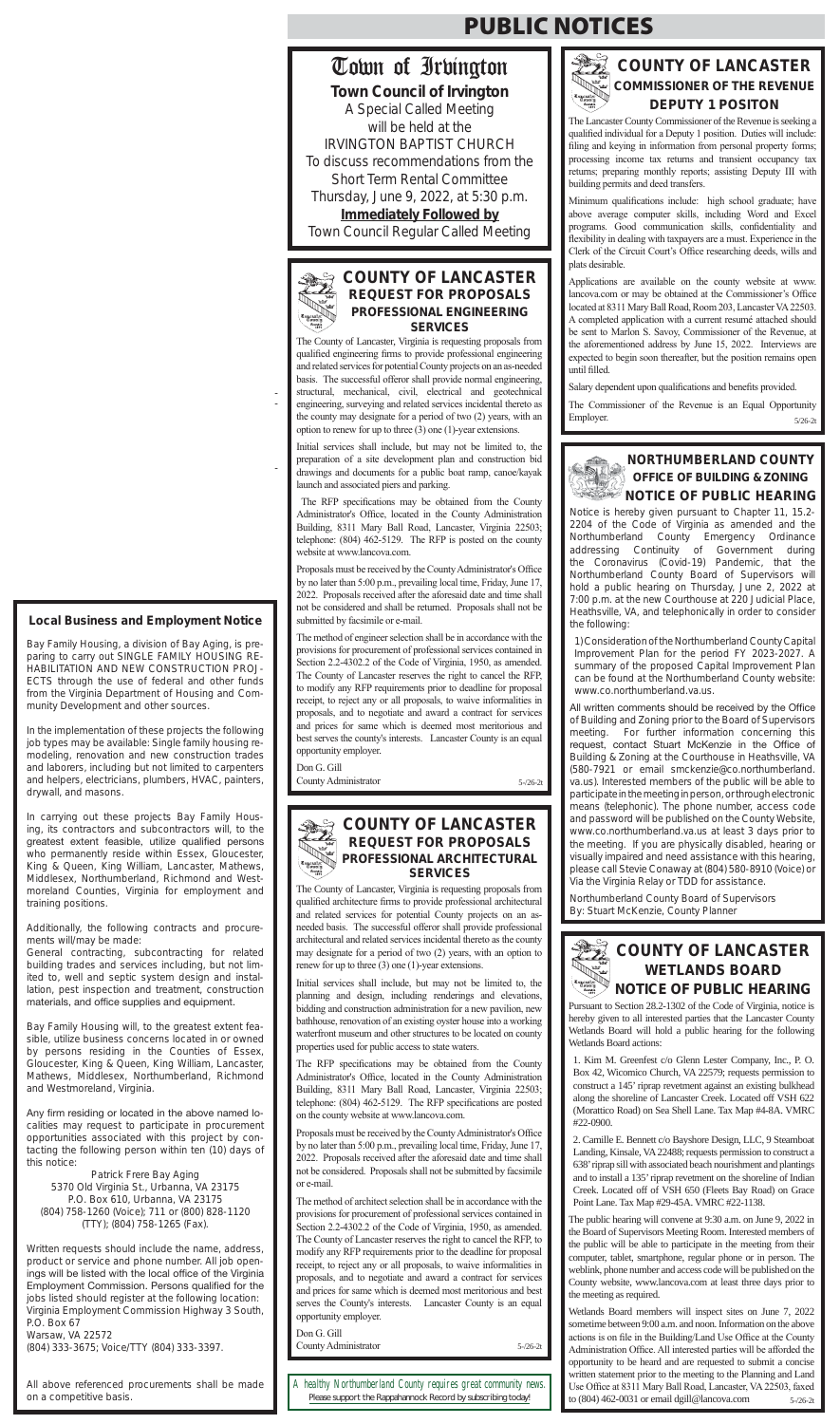# PUBLIC NOTICES

## Town of Irvington

**Town Council of Irvington**

A Special Called Meeting
will be held at the
IRVINGTON BAPTIST CHURCH
To discuss recommendations from the
Short Term Rental Committee
Thursday, June 9, 2022, at 5:30 p.m.

**Immediately Followed by**

Town Council Regular Called Meeting

## COUNTY OF LANCASTER
### REQUEST FOR PROPOSALS
### PROFESSIONAL ENGINEERING SERVICES

The County of Lancaster, Virginia is requesting proposals from qualified engineering firms to provide professional engineering and related services for potential County projects on an as-needed basis. The successful offeror shall provide normal engineering, structural, mechanical, civil, electrical and geotechnical engineering, surveying and related services incidental thereto as the county may designate for a period of two (2) years, with an option to renew for up to three (3) one (1)-year extensions.

Initial services shall include, but may not be limited to, the preparation of a site development plan and construction bid drawings and documents for a public boat ramp, canoe/kayak launch and associated piers and parking.

The RFP specifications may be obtained from the County Administrator's Office, located in the County Administration Building, 8311 Mary Ball Road, Lancaster, Virginia 22503; telephone: (804) 462-5129. The RFP is posted on the county website at www.lancova.com.

Proposals must be received by the County Administrator's Office by no later than 5:00 p.m., prevailing local time, Friday, June 17, 2022. Proposals received after the aforesaid date and time shall not be considered and shall be returned. Proposals shall not be submitted by facsimile or e-mail.

The method of engineer selection shall be in accordance with the provisions for procurement of professional services contained in Section 2.2-4302.2 of the Code of Virginia, 1950, as amended. The County of Lancaster reserves the right to cancel the RFP, to modify any RFP requirements prior to deadline for proposal receipt, to reject any or all proposals, to waive informalities in proposals, and to negotiate and award a contract for services and prices for same which is deemed most meritorious and best serves the county's interests. Lancaster County is an equal opportunity employer.

Don G. Gill
County Administrator

5-/26-2t

## COUNTY OF LANCASTER
### REQUEST FOR PROPOSALS
### PROFESSIONAL ARCHITECTURAL SERVICES

The County of Lancaster, Virginia is requesting proposals from qualified architecture firms to provide professional architectural and related services for potential County projects on an as-needed basis. The successful offeror shall provide professional architectural and related services incidental thereto as the county may designate for a period of two (2) years, with an option to renew for up to three (3) one (1)-year extensions.

Initial services shall include, but may not be limited to, the planning and design, including renderings and elevations, bidding and construction administration for a new pavilion, new bathhouse, renovation of an existing oyster house into a working waterfront museum and other structures to be located on county properties used for public access to state waters.

The RFP specifications may be obtained from the County Administrator's Office, located in the County Administration Building, 8311 Mary Ball Road, Lancaster, Virginia 22503; telephone: (804) 462-5129. The RFP specifications are posted on the county website at www.lancova.com.

Proposals must be received by the County Administrator's Office by no later than 5:00 p.m., prevailing local time, Friday, June 17, 2022. Proposals received after the aforesaid date and time shall not be considered. Proposals shall not be submitted by facsimile or e-mail.

The method of architect selection shall be in accordance with the provisions for procurement of professional services contained in Section 2.2-4302.2 of the Code of Virginia, 1950, as amended. The County of Lancaster reserves the right to cancel the RFP, to modify any RFP requirements prior to the deadline for proposal receipt, to reject any or all proposals, to waive informalities in proposals, and to negotiate and award a contract for services and prices for same which is deemed most meritorious and best serves the county's interests. Lancaster County is an equal opportunity employer.

Don G. Gill
County Administrator

5-/26-2t

*A healthy Northumberland County requires great community news.*
Please support the Rappahannock Record by subscribing today!

## Local Business and Employment Notice

Bay Family Housing, a division of Bay Aging, is preparing to carry out SINGLE FAMILY HOUSING REHABILITATION AND NEW CONSTRUCTION PROJECTS through the use of federal and other funds from the Virginia Department of Housing and Community Development and other sources.

In the implementation of these projects the following job types may be available: Single family housing remodeling, renovation and new construction trades and laborers, including but not limited to carpenters and helpers, electricians, plumbers, HVAC, painters, drywall, and masons.

In carrying out these projects Bay Family Housing, its contractors and subcontractors will, to the greatest extent feasible, utilize qualified persons who permanently reside within Essex, Gloucester, King & Queen, King William, Lancaster, Mathews, Middlesex, Northumberland, Richmond and Westmoreland Counties, Virginia for employment and training positions.

Additionally, the following contracts and procurements will/may be made:

General contracting, subcontracting for related building trades and services including, but not limited to, well and septic system design and installation, pest inspection and treatment, construction materials, and office supplies and equipment.

Bay Family Housing will, to the greatest extent feasible, utilize business concerns located in or owned by persons residing in the Counties of Essex, Gloucester, King & Queen, King William, Lancaster, Mathews, Middlesex, Northumberland, Richmond and Westmoreland, Virginia.

Any firm residing or located in the above named localities may request to participate in procurement opportunities associated with this project by contacting the following person within ten (10) days of this notice:

Patrick Frere Bay Aging
5370 Old Virginia St., Urbanna, VA 23175
P.O. Box 610, Urbanna, VA 23175
(804) 758-1260 (Voice); 711 or (800) 828-1120 (TTY); (804) 758-1265 (Fax).

Written requests should include the name, address, product or service and phone number. All job openings will be listed with the local office of the Virginia Employment Commission. Persons qualified for the jobs listed should register at the following location:
Virginia Employment Commission Highway 3 South,
P.O. Box 67
Warsaw, VA 22572
(804) 333-3675; Voice/TTY (804) 333-3397.

All above referenced procurements shall be made on a competitive basis.

## COUNTY OF LANCASTER
### COMMISSIONER OF THE REVENUE
### DEPUTY 1 POSITON

The Lancaster County Commissioner of the Revenue is seeking a qualified individual for a Deputy 1 position. Duties will include: filing and keying in information from personal property forms; processing income tax returns and transient occupancy tax returns; preparing monthly reports; assisting Deputy III with building permits and deed transfers.

Minimum qualifications include: high school graduate; have above average computer skills, including Word and Excel programs. Good communication skills, confidentiality and flexibility in dealing with taxpayers are a must. Experience in the Clerk of the Circuit Court's Office researching deeds, wills and plats desirable.

Applications are available on the county website at www.lancova.com or may be obtained at the Commissioner's Office located at 8311 Mary Ball Road, Room 203, Lancaster VA 22503. A completed application with a current resumé attached should be sent to Marlon S. Savoy, Commissioner of the Revenue, at the aforementioned address by June 15, 2022. Interviews are expected to begin soon thereafter, but the position remains open until filled.

Salary dependent upon qualifications and benefits provided.

The Commissioner of the Revenue is an Equal Opportunity Employer.

5/26-2t

## NORTHUMBERLAND COUNTY
### OFFICE OF BUILDING & ZONING
### NOTICE OF PUBLIC HEARING

Notice is hereby given pursuant to Chapter 11, 15.2-2204 of the Code of Virginia as amended and the Northumberland County Emergency Ordinance addressing Continuity of Government during the Coronavirus (Covid-19) Pandemic, that the Northumberland County Board of Supervisors will hold a public hearing on Thursday, June 2, 2022 at 7:00 p.m. at the new Courthouse at 220 Judicial Place, Heathsville, VA, and telephonically in order to consider the following:

1) Consideration of the Northumberland County Capital Improvement Plan for the period FY 2023-2027. A summary of the proposed Capital Improvement Plan can be found at the Northumberland County website: www.co.northumberland.va.us.

All written comments should be received by the Office of Building and Zoning prior to the Board of Supervisors meeting. For further information concerning this request, contact Stuart McKenzie in the Office of Building & Zoning at the Courthouse in Heathsville, VA (580-7921 or email smckenzie@co.northumberland.va.us). Interested members of the public will be able to participate in the meeting in person, or through electronic means (telephonic). The phone number, access code and password will be published on the County Website, www.co.northumberland.va.us at least 3 days prior to the meeting. If you are physically disabled, hearing or visually impaired and need assistance with this hearing, please call Stevie Conaway at (804) 580-8910 (Voice) or Via the Virginia Relay or TDD for assistance.

Northumberland County Board of Supervisors
By: Stuart McKenzie, County Planner

## COUNTY OF LANCASTER
### WETLANDS BOARD
### NOTICE OF PUBLIC HEARING

Pursuant to Section 28.2-1302 of the Code of Virginia, notice is hereby given to all interested parties that the Lancaster County Wetlands Board will hold a public hearing for the following Wetlands Board actions:

1. Kim M. Greenfest c/o Glenn Lester Company, Inc., P. O. Box 42, Wicomico Church, VA 22579; requests permission to construct a 145' riprap revetment against an existing bulkhead along the shoreline of Lancaster Creek. Located off VSH 622 (Morattico Road) on Sea Shell Lane. Tax Map #4-8A. VMRC #22-0900.

2. Camille E. Bennett c/o Bayshore Design, LLC, 9 Steamboat Landing, Kinsale, VA 22488; requests permission to construct a 638' riprap sill with associated beach nourishment and plantings and to install a 135' riprap revetment on the shoreline of Indian Creek. Located off of VSH 650 (Fleets Bay Road) on Grace Point Lane. Tax Map #29-45A. VMRC #22-1138.

The public hearing will convene at 9:30 a.m. on June 9, 2022 in the Board of Supervisors Meeting Room. Interested members of the public will be able to participate in the meeting from their computer, tablet, smartphone, regular phone or in person. The weblink, phone number and access code will be published on the County website, www.lancova.com at least three days prior to the meeting as required.

Wetlands Board members will inspect sites on June 7, 2022 sometime between 9:00 a.m. and noon. Information on the above actions is on file in the Building/Land Use Office at the County Administration Office. All interested parties will be afforded the opportunity to be heard and are requested to submit a concise written statement prior to the meeting to the Planning and Land Use Office at 8311 Mary Ball Road, Lancaster, VA 22503, faxed to (804) 462-0031 or email dgill@lancova.com

5-/26-2t